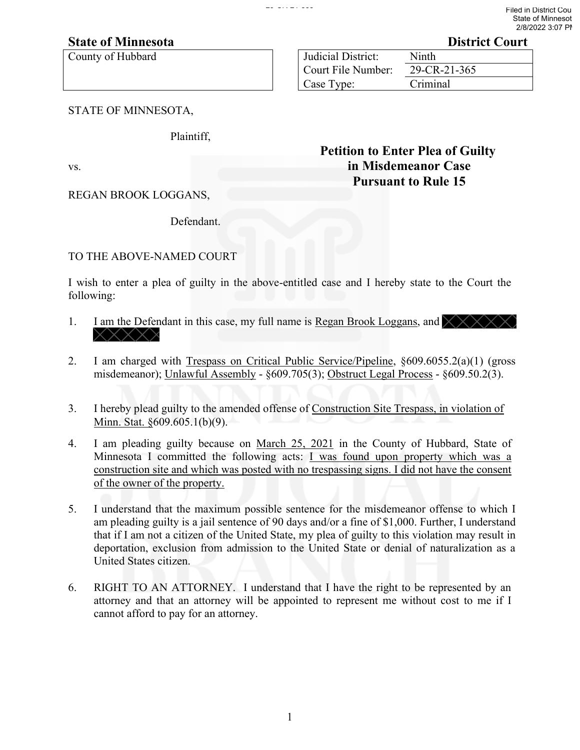**State of Minnesota** | **District Court**

| County of Hubbard | | Judicial District: | Ninth |
|---|---|---|---|
| | | Court File Number: | 29-CR-21-365 |
| | | Case Type: | Criminal |

STATE OF MINNESOTA,

Plaintiff,

vs.

REGAN BROOK LOGGANS,

Defendant.

**Petition to Enter Plea of Guilty in Misdemeanor Case Pursuant to Rule 15**

TO THE ABOVE-NAMED COURT

I wish to enter a plea of guilty in the above-entitled case and I hereby state to the Court the following:

1. I am the Defendant in this case, my full name is Regan Brook Loggans, and [redacted]

2. I am charged with Trespass on Critical Public Service/Pipeline, §609.6055.2(a)(1) (gross misdemeanor); Unlawful Assembly - §609.705(3); Obstruct Legal Process - §609.50.2(3).

3. I hereby plead guilty to the amended offense of Construction Site Trespass, in violation of Minn. Stat. §609.605.1(b)(9).

4. I am pleading guilty because on March 25, 2021 in the County of Hubbard, State of Minnesota I committed the following acts: I was found upon property which was a construction site and which was posted with no trespassing signs. I did not have the consent of the owner of the property.

5. I understand that the maximum possible sentence for the misdemeanor offense to which I am pleading guilty is a jail sentence of 90 days and/or a fine of $1,000. Further, I understand that if I am not a citizen of the United State, my plea of guilty to this violation may result in deportation, exclusion from admission to the United State or denial of naturalization as a United States citizen.

6. RIGHT TO AN ATTORNEY. I understand that I have the right to be represented by an attorney and that an attorney will be appointed to represent me without cost to me if I cannot afford to pay for an attorney.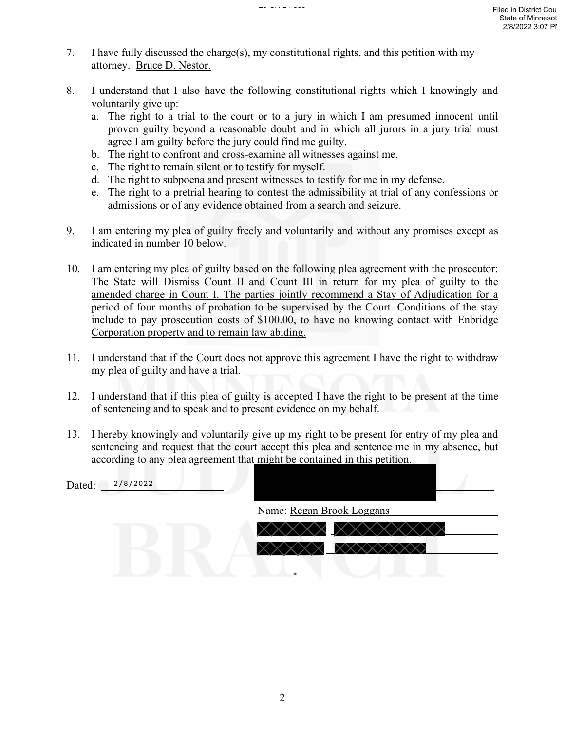7. I have fully discussed the charge(s), my constitutional rights, and this petition with my attorney. Bruce D. Nestor.

8. I understand that I also have the following constitutional rights which I knowingly and voluntarily give up:
   a. The right to a trial to the court or to a jury in which I am presumed innocent until proven guilty beyond a reasonable doubt and in which all jurors in a jury trial must agree I am guilty before the jury could find me guilty.
   b. The right to confront and cross-examine all witnesses against me.
   c. The right to remain silent or to testify for myself.
   d. The right to subpoena and present witnesses to testify for me in my defense.
   e. The right to a pretrial hearing to contest the admissibility at trial of any confessions or admissions or of any evidence obtained from a search and seizure.

9. I am entering my plea of guilty freely and voluntarily and without any promises except as indicated in number 10 below.

10. I am entering my plea of guilty based on the following plea agreement with the prosecutor: The State will Dismiss Count II and Count III in return for my plea of guilty to the amended charge in Count I. The parties jointly recommend a Stay of Adjudication for a period of four months of probation to be supervised by the Court. Conditions of the stay include to pay prosecution costs of $100.00, to have no knowing contact with Enbridge Corporation property and to remain law abiding.

11. I understand that if the Court does not approve this agreement I have the right to withdraw my plea of guilty and have a trial.

12. I understand that if this plea of guilty is accepted I have the right to be present at the time of sentencing and to speak and to present evidence on my behalf.

13. I hereby knowingly and voluntarily give up my right to be present for entry of my plea and sentencing and request that the court accept this plea and sentence me in my absence, but according to any plea agreement that might be contained in this petition.

Dated: 2/8/2022

Name: Regan Brook Loggans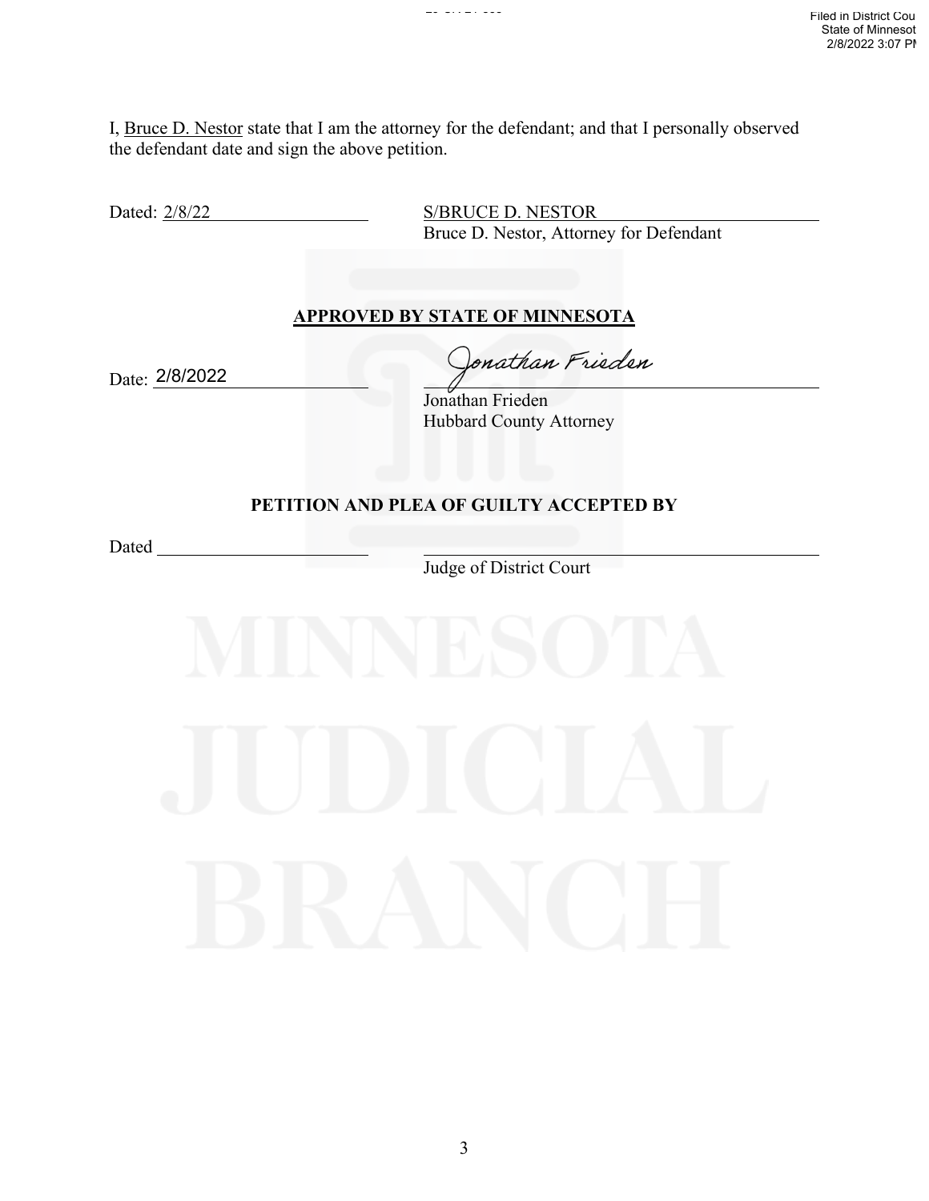I, Bruce D. Nestor state that I am the attorney for the defendant; and that I personally observed the defendant date and sign the above petition.

Dated: 2/8/22

S/BRUCE D. NESTOR
Bruce D. Nestor, Attorney for Defendant

**APPROVED BY STATE OF MINNESOTA**

Date: 2/8/2022

Jonathan Frieden
Jonathan Frieden
Hubbard County Attorney

**PETITION AND PLEA OF GUILTY ACCEPTED BY**

Dated \_\_\_\_\_\_\_\_\_\_\_\_\_\_\_\_\_\_\_\_

\_\_\_\_\_\_\_\_\_\_\_\_\_\_\_\_\_\_\_\_
Judge of District Court